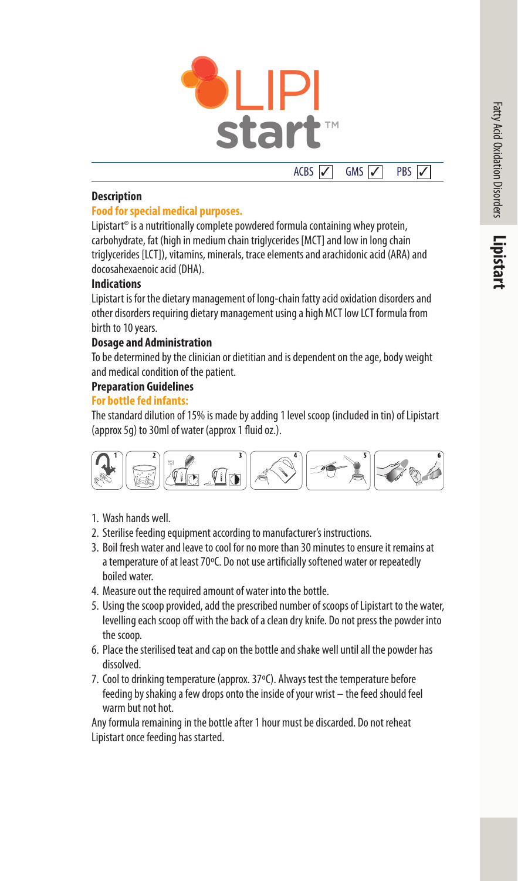# LIPI start™

ACBS ✓ GMS ✓ PBS ✓

### Description

**Food for special medical purposes.**

Lipistart® is a nutritionally complete powdered formula containing whey protein, carbohydrate, fat (high in medium chain triglycerides [MCT] and low in long chain triglycerides [LCT]), vitamins, minerals, trace elements and arachidonic acid (ARA) and docosahexaenoic acid (DHA).

### Indications

Lipistart is for the dietary management of long-chain fatty acid oxidation disorders and other disorders requiring dietary management using a high MCT low LCT formula from birth to 10 years.

### Dosage and Administration

To be determined by the clinician or dietitian and is dependent on the age, body weight and medical condition of the patient.

### Preparation Guidelines

**For bottle fed infants:**

The standard dilution of 15% is made by adding 1 level scoop (included in tin) of Lipistart (approx 5g) to 30ml of water (approx 1 fluid oz.).

1. Wash hands well.
2. Sterilise feeding equipment according to manufacturer's instructions.
3. Boil fresh water and leave to cool for no more than 30 minutes to ensure it remains at a temperature of at least 70ºC. Do not use artificially softened water or repeatedly boiled water.
4. Measure out the required amount of water into the bottle.
5. Using the scoop provided, add the prescribed number of scoops of Lipistart to the water, levelling each scoop off with the back of a clean dry knife. Do not press the powder into the scoop.
6. Place the sterilised teat and cap on the bottle and shake well until all the powder has dissolved.
7. Cool to drinking temperature (approx. 37ºC). Always test the temperature before feeding by shaking a few drops onto the inside of your wrist – the feed should feel warm but not hot.

Any formula remaining in the bottle after 1 hour must be discarded. Do not reheat Lipistart once feeding has started.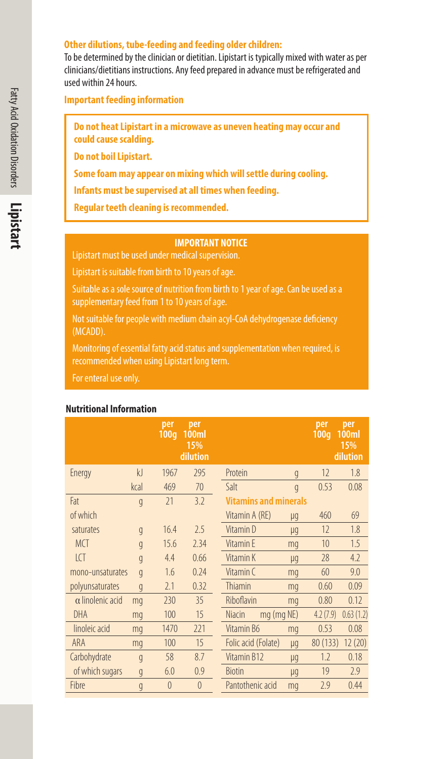**Other dilutions, tube-feeding and feeding older children:**

To be determined by the clinician or dietitian. Lipistart is typically mixed with water as per clinicians/dietitians instructions. Any feed prepared in advance must be refrigerated and used within 24 hours.

**Important feeding information**

**Do not heat Lipistart in a microwave as uneven heating may occur and could cause scalding.**

**Do not boil Lipistart.**

**Some foam may appear on mixing which will settle during cooling.**

**Infants must be supervised at all times when feeding.**

**Regular teeth cleaning is recommended.**

**IMPORTANT NOTICE**

Lipistart must be used under medical supervision.

Lipistart is suitable from birth to 10 years of age.

Suitable as a sole source of nutrition from birth to 1 year of age. Can be used as a supplementary feed from 1 to 10 years of age.

Not suitable for people with medium chain acyl-CoA dehydrogenase deficiency (MCADD).

Monitoring of essential fatty acid status and supplementation when required, is recommended when using Lipistart long term.

For enteral use only.

**Nutritional Information**

| | | per 100g | per 100ml 15% dilution | | | per 100g | per 100ml 15% dilution |
|---|---|---|---|---|---|---|---|
| Energy | kJ | 1967 | 295 | Protein | g | 12 | 1.8 |
| | kcal | 469 | 70 | Salt | g | 0.53 | 0.08 |
| Fat | g | 21 | 3.2 | **Vitamins and minerals** | | | |
| of which | | | | Vitamin A (RE) | µg | 460 | 69 |
| saturates | g | 16.4 | 2.5 | Vitamin D | µg | 12 | 1.8 |
| MCT | g | 15.6 | 2.34 | Vitamin E | mg | 10 | 1.5 |
| LCT | g | 4.4 | 0.66 | Vitamin K | µg | 28 | 4.2 |
| mono-unsaturates | g | 1.6 | 0.24 | Vitamin C | mg | 60 | 9.0 |
| polyunsaturates | g | 2.1 | 0.32 | Thiamin | mg | 0.60 | 0.09 |
| α linolenic acid | mg | 230 | 35 | Riboflavin | mg | 0.80 | 0.12 |
| DHA | mg | 100 | 15 | Niacin | mg (mg NE) | 4.2 (7.9) | 0.63 (1.2) |
| linoleic acid | mg | 1470 | 221 | Vitamin B6 | mg | 0.53 | 0.08 |
| ARA | mg | 100 | 15 | Folic acid (Folate) | µg | 80 (133) | 12 (20) |
| Carbohydrate | g | 58 | 8.7 | Vitamin B12 | µg | 1.2 | 0.18 |
| of which sugars | g | 6.0 | 0.9 | Biotin | µg | 19 | 2.9 |
| Fibre | g | 0 | 0 | Pantothenic acid | mg | 2.9 | 0.44 |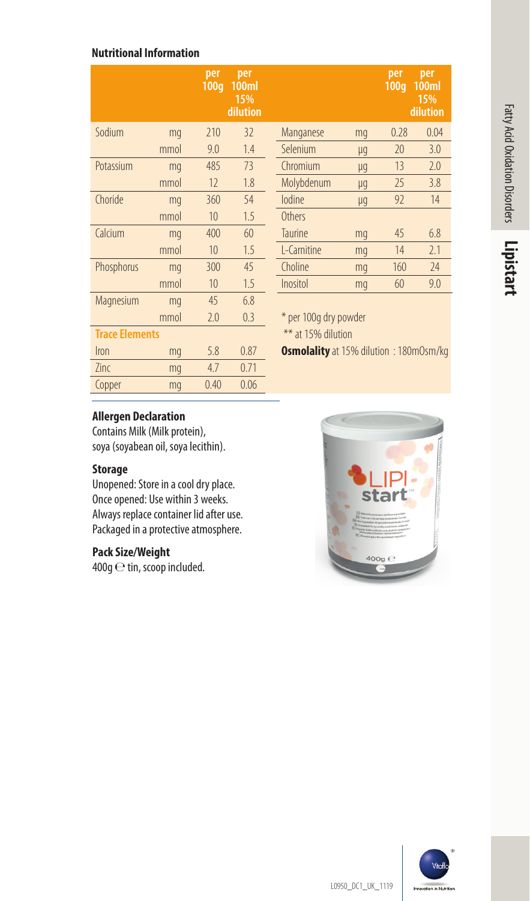## Nutritional Information

| | | per 100g | per 100ml 15% dilution |
|---|---|---|---|
| Sodium | mg | 210 | 32 |
| | mmol | 9.0 | 1.4 |
| Potassium | mg | 485 | 73 |
| | mmol | 12 | 1.8 |
| Choride | mg | 360 | 54 |
| | mmol | 10 | 1.5 |
| Calcium | mg | 400 | 60 |
| | mmol | 10 | 1.5 |
| Phosphorus | mg | 300 | 45 |
| | mmol | 10 | 1.5 |
| Magnesium | mg | 45 | 6.8 |
| | mmol | 2.0 | 0.3 |
| **Trace Elements** | | | |
| Iron | mg | 5.8 | 0.87 |
| Zinc | mg | 4.7 | 0.71 |
| Copper | mg | 0.40 | 0.06 |
| Manganese | mg | 0.28 | 0.04 |
| Selenium | µg | 20 | 3.0 |
| Chromium | µg | 13 | 2.0 |
| Molybdenum | µg | 25 | 3.8 |
| Iodine | µg | 92 | 14 |
| Others | | | |
| Taurine | mg | 45 | 6.8 |
| L-Carnitine | mg | 14 | 2.1 |
| Choline | mg | 160 | 24 |
| Inositol | mg | 60 | 9.0 |

\* per 100g dry powder

\*\* at 15% dilution

**Osmolality** at 15% dilution : 180mOsm/kg

### Allergen Declaration

Contains Milk (Milk protein), soya (soyabean oil, soya lecithin).

### Storage

Unopened: Store in a cool dry place.
Once opened: Use within 3 weeks.
Always replace container lid after use.
Packaged in a protective atmosphere.

### Pack Size/Weight

400g ℮ tin, scoop included.

Fatty Acid Oxidation Disorders **Lipistart**

L0950_DC1_UK_1119